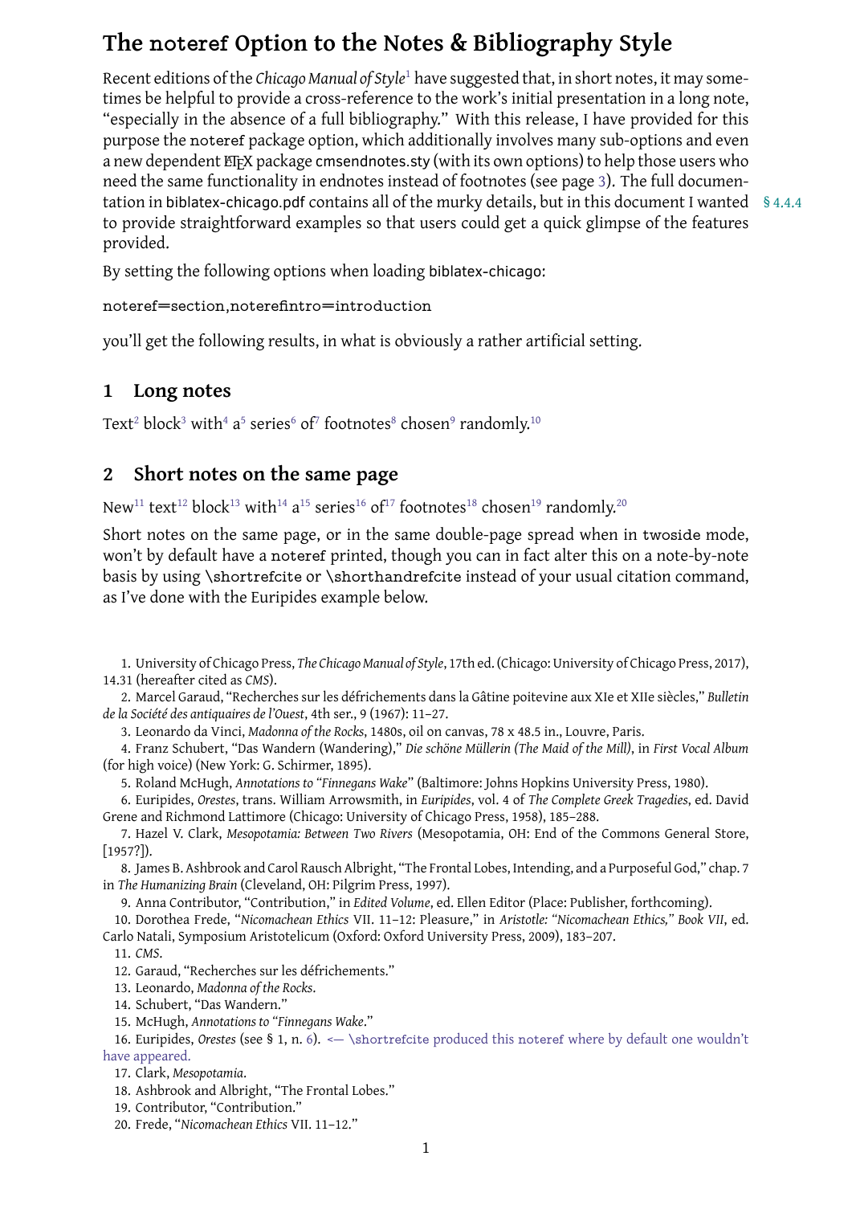# The noteref Option to the Notes & Bibliography Style

Recent editions of the *Chicago Manual of Style*[1] have suggested that, in short notes, it may sometimes be helpful to provide a cross-reference to the work's initial presentation in a long note, "especially in the absence of a full bibliography." With this release, I have provided for this purpose the `noteref` package option, which additionally involves many sub-options and even a new dependent LaTeX package cmsendnotes.sty (with its own options) to help those users who need the same functionality in endnotes instead of footnotes (see page 3). The full documentation in biblatex-chicago.pdf contains all of the murky details, but in this document I wanted to provide straightforward examples so that users could get a quick glimpse of the features provided. § 4.4.4

By setting the following options when loading biblatex-chicago:

```
noteref=section,noterefintro=introduction
```

you'll get the following results, in what is obviously a rather artificial setting.

## 1 Long notes

Text[2] block[3] with[4] a[5] series[6] of[7] footnotes[8] chosen[9] randomly.[10]

## 2 Short notes on the same page

New[11] text[12] block[13] with[14] a[15] series[16] of[17] footnotes[18] chosen[19] randomly.[20]

Short notes on the same page, or in the same double-page spread when in `twoside` mode, won't by default have a `noteref` printed, though you can in fact alter this on a note-by-note basis by using `\shortrefcite` or `\shorthandrefcite` instead of your usual citation command, as I've done with the Euripides example below.

---

1. University of Chicago Press, *The Chicago Manual of Style*, 17th ed. (Chicago: University of Chicago Press, 2017), 14.31 (hereafter cited as *CMS*).
2. Marcel Garaud, "Recherches sur les défrichements dans la Gâtine poitevine aux XIe et XIIe siècles," *Bulletin de la Société des antiquaires de l'Ouest*, 4th ser., 9 (1967): 11–27.
3. Leonardo da Vinci, *Madonna of the Rocks*, 1480s, oil on canvas, 78 x 48.5 in., Louvre, Paris.
4. Franz Schubert, "Das Wandern (Wandering)," *Die schöne Müllerin (The Maid of the Mill)*, in *First Vocal Album* (for high voice) (New York: G. Schirmer, 1895).
5. Roland McHugh, *Annotations to "Finnegans Wake"* (Baltimore: Johns Hopkins University Press, 1980).
6. Euripides, *Orestes*, trans. William Arrowsmith, in *Euripides*, vol. 4 of *The Complete Greek Tragedies*, ed. David Grene and Richmond Lattimore (Chicago: University of Chicago Press, 1958), 185–288.
7. Hazel V. Clark, *Mesopotamia: Between Two Rivers* (Mesopotamia, OH: End of the Commons General Store, [1957?]).
8. James B. Ashbrook and Carol Rausch Albright, "The Frontal Lobes, Intending, and a Purposeful God," chap. 7 in *The Humanizing Brain* (Cleveland, OH: Pilgrim Press, 1997).
9. Anna Contributor, "Contribution," in *Edited Volume*, ed. Ellen Editor (Place: Publisher, forthcoming).
10. Dorothea Frede, "*Nicomachean Ethics* VII. 11–12: Pleasure," in *Aristotle: "Nicomachean Ethics," Book VII*, ed. Carlo Natali, Symposium Aristotelicum (Oxford: Oxford University Press, 2009), 183–207.
11. *CMS*.
12. Garaud, "Recherches sur les défrichements."
13. Leonardo, *Madonna of the Rocks*.
14. Schubert, "Das Wandern."
15. McHugh, *Annotations to "Finnegans Wake."*
16. Euripides, *Orestes* (see § 1, n. 6). <— `\shortrefcite` produced this `noteref` where by default one wouldn't have appeared.
17. Clark, *Mesopotamia*.
18. Ashbrook and Albright, "The Frontal Lobes."
19. Contributor, "Contribution."
20. Frede, "*Nicomachean Ethics* VII. 11–12."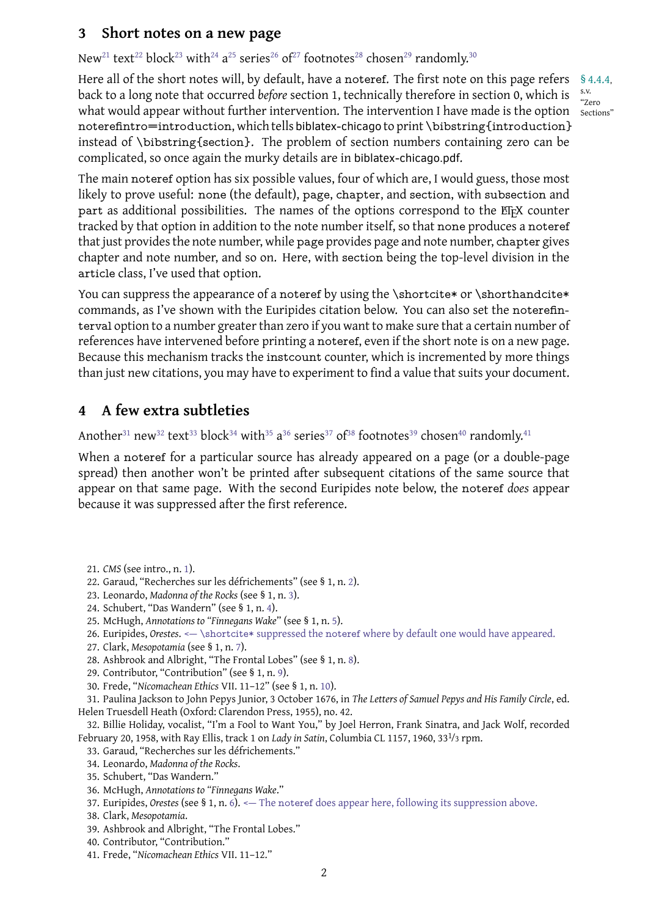## 3 Short notes on a new page

New[21] text[22] block[23] with[24] a[25] series[26] of[27] footnotes[28] chosen[29] randomly.[30]

Here all of the short notes will, by default, have a noteref. The first note on this page refers back to a long note that occurred *before* section 1, technically therefore in section 0, which is what would appear without further intervention. The intervention I have made is the option noterefintro=introduction, which tells biblatex-chicago to print \bibstring{introduction} instead of \bibstring{section}. The problem of section numbers containing zero can be complicated, so once again the murky details are in biblatex-chicago.pdf.

§ 4.4.4, s.v. "Zero Sections"

The main noteref option has six possible values, four of which are, I would guess, those most likely to prove useful: none (the default), page, chapter, and section, with subsection and part as additional possibilities. The names of the options correspond to the LaTeX counter tracked by that option in addition to the note number itself, so that none produces a noteref that just provides the note number, while page provides page and note number, chapter gives chapter and note number, and so on. Here, with section being the top-level division in the article class, I've used that option.

You can suppress the appearance of a noteref by using the \shortcite* or \shorthandcite* commands, as I've shown with the Euripides citation below. You can also set the noterefinterval option to a number greater than zero if you want to make sure that a certain number of references have intervened before printing a noteref, even if the short note is on a new page. Because this mechanism tracks the instcount counter, which is incremented by more things than just new citations, you may have to experiment to find a value that suits your document.

## 4 A few extra subtleties

Another[31] new[32] text[33] block[34] with[35] a[36] series[37] of[38] footnotes[39] chosen[40] randomly.[41]

When a noteref for a particular source has already appeared on a page (or a double-page spread) then another won't be printed after subsequent citations of the same source that appear on that same page. With the second Euripides note below, the noteref *does* appear because it was suppressed after the first reference.

21. *CMS* (see intro., n. 1).
22. Garaud, "Recherches sur les défrichements" (see § 1, n. 2).
23. Leonardo, *Madonna of the Rocks* (see § 1, n. 3).
24. Schubert, "Das Wandern" (see § 1, n. 4).
25. McHugh, *Annotations to "Finnegans Wake"* (see § 1, n. 5).
26. Euripides, *Orestes*. <— \shortcite* suppressed the noteref where by default one would have appeared.
27. Clark, *Mesopotamia* (see § 1, n. 7).
28. Ashbrook and Albright, "The Frontal Lobes" (see § 1, n. 8).
29. Contributor, "Contribution" (see § 1, n. 9).
30. Frede, "*Nicomachean Ethics* VII. 11–12" (see § 1, n. 10).
31. Paulina Jackson to John Pepys Junior, 3 October 1676, in *The Letters of Samuel Pepys and His Family Circle*, ed. Helen Truesdell Heath (Oxford: Clarendon Press, 1955), no. 42.
32. Billie Holiday, vocalist, "I'm a Fool to Want You," by Joel Herron, Frank Sinatra, and Jack Wolf, recorded February 20, 1958, with Ray Ellis, track 1 on *Lady in Satin*, Columbia CL 1157, 1960, 33 1/3 rpm.
33. Garaud, "Recherches sur les défrichements."
34. Leonardo, *Madonna of the Rocks*.
35. Schubert, "Das Wandern."
36. McHugh, *Annotations to "Finnegans Wake*."
37. Euripides, *Orestes* (see § 1, n. 6). <— The noteref does appear here, following its suppression above.
38. Clark, *Mesopotamia*.
39. Ashbrook and Albright, "The Frontal Lobes."
40. Contributor, "Contribution."
41. Frede, "*Nicomachean Ethics* VII. 11–12."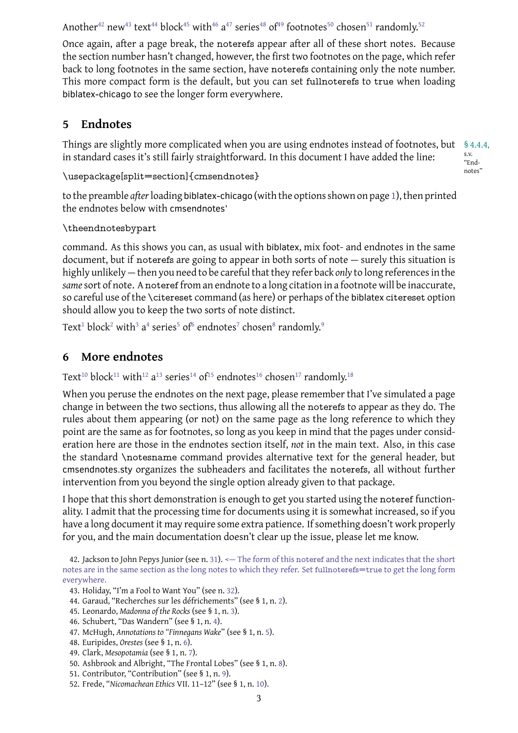Another[42] new[43] text[44] block[45] with[46] a[47] series[48] of[49] footnotes[50] chosen[51] randomly.[52]

Once again, after a page break, the noterefs appear after all of these short notes. Because the section number hasn't changed, however, the first two footnotes on the page, which refer back to long footnotes in the same section, have noterefs containing only the note number. This more compact form is the default, but you can set fullnoterefs to true when loading biblatex-chicago to see the longer form everywhere.

## 5 Endnotes

Things are slightly more complicated when you are using endnotes instead of footnotes, but in standard cases it's still fairly straightforward. In this document I have added the line:

§ 4.4.4, s.v. "Endnotes"

```
\usepackage[split=section]{cmsendnotes}
```

to the preamble *after* loading biblatex-chicago (with the options shown on page 1), then printed the endnotes below with cmsendnotes'

```
\theendnotesbypart
```

command. As this shows you can, as usual with biblatex, mix foot- and endnotes in the same document, but if noterefs are going to appear in both sorts of note — surely this situation is highly unlikely — then you need to be careful that they refer back *only* to long references in the *same* sort of note. A noteref from an endnote to a long citation in a footnote will be inaccurate, so careful use of the \citereset command (as here) or perhaps of the biblatex citereset option should allow you to keep the two sorts of note distinct.

Text[1] block[2] with[3] a[4] series[5] of[6] endnotes[7] chosen[8] randomly.[9]

## 6 More endnotes

Text[10] block[11] with[12] a[13] series[14] of[15] endnotes[16] chosen[17] randomly.[18]

When you peruse the endnotes on the next page, please remember that I've simulated a page change in between the two sections, thus allowing all the noterefs to appear as they do. The rules about them appearing (or not) on the same page as the long reference to which they point are the same as for footnotes, so long as you keep in mind that the pages under consideration here are those in the endnotes section itself, *not* in the main text. Also, in this case the standard \notesname command provides alternative text for the general header, but cmsendnotes.sty organizes the subheaders and facilitates the noterefs, all without further intervention from you beyond the single option already given to that package.

I hope that this short demonstration is enough to get you started using the noteref functionality. I admit that the processing time for documents using it is somewhat increased, so if you have a long document it may require some extra patience. If something doesn't work properly for you, and the main documentation doesn't clear up the issue, please let me know.

42. Jackson to John Pepys Junior (see n. 31). <— The form of this noteref and the next indicates that the short notes are in the same section as the long notes to which they refer. Set fullnoterefs=true to get the long form everywhere.
43. Holiday, "I'm a Fool to Want You" (see n. 32).
44. Garaud, "Recherches sur les défrichements" (see § 1, n. 2).
45. Leonardo, *Madonna of the Rocks* (see § 1, n. 3).
46. Schubert, "Das Wandern" (see § 1, n. 4).
47. McHugh, *Annotations to "Finnegans Wake"* (see § 1, n. 5).
48. Euripides, *Orestes* (see § 1, n. 6).
49. Clark, *Mesopotamia* (see § 1, n. 7).
50. Ashbrook and Albright, "The Frontal Lobes" (see § 1, n. 8).
51. Contributor, "Contribution" (see § 1, n. 9).
52. Frede, "*Nicomachean Ethics* VII. 11–12" (see § 1, n. 10).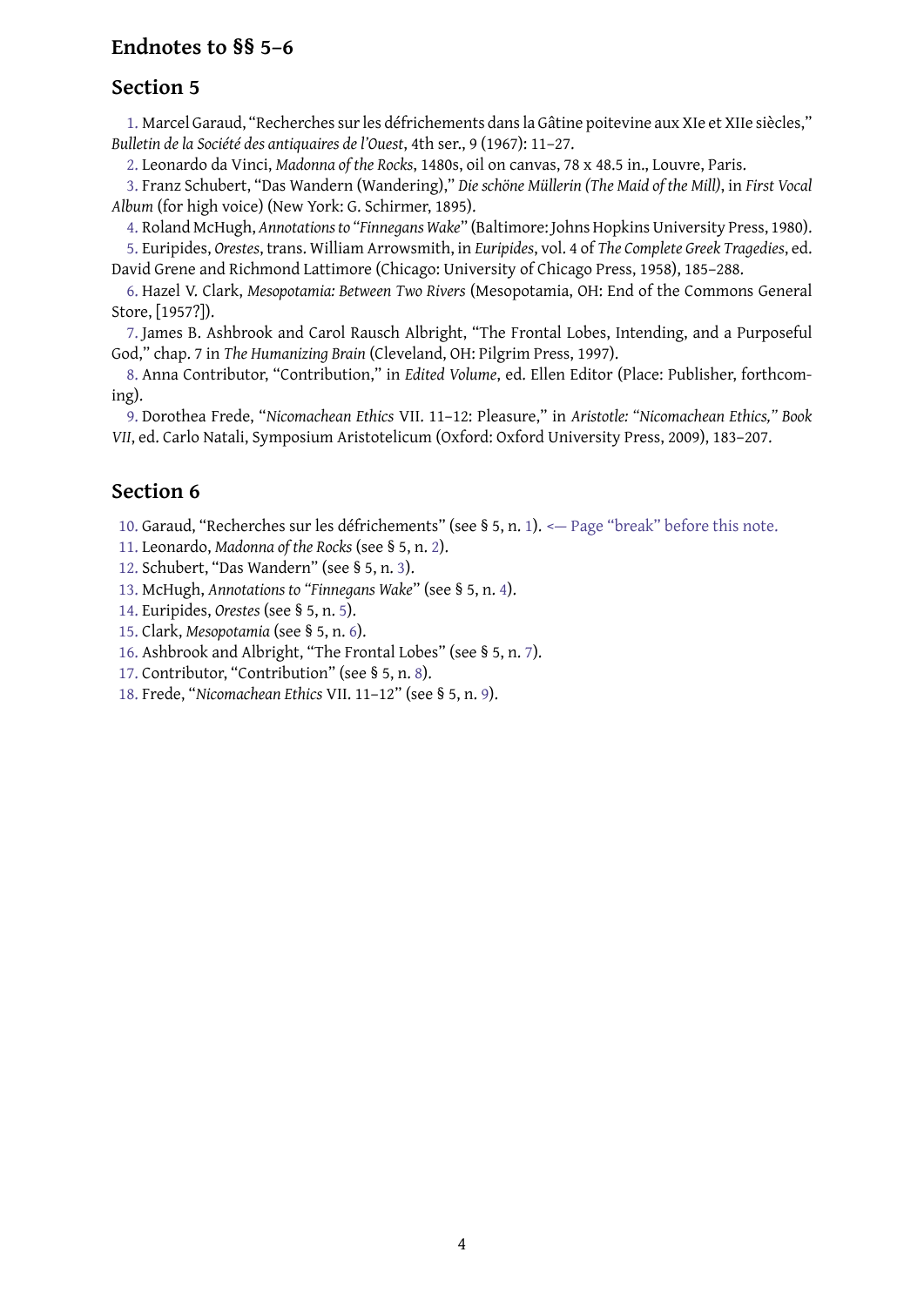## Endnotes to §§ 5–6

## Section 5

1. Marcel Garaud, "Recherches sur les défrichements dans la Gâtine poitevine aux XIe et XIIe siècles," *Bulletin de la Société des antiquaires de l'Ouest*, 4th ser., 9 (1967): 11–27.
2. Leonardo da Vinci, *Madonna of the Rocks*, 1480s, oil on canvas, 78 x 48.5 in., Louvre, Paris.
3. Franz Schubert, "Das Wandern (Wandering)," *Die schöne Müllerin (The Maid of the Mill)*, in *First Vocal Album* (for high voice) (New York: G. Schirmer, 1895).
4. Roland McHugh, *Annotations to "Finnegans Wake"* (Baltimore: Johns Hopkins University Press, 1980).
5. Euripides, *Orestes*, trans. William Arrowsmith, in *Euripides*, vol. 4 of *The Complete Greek Tragedies*, ed. David Grene and Richmond Lattimore (Chicago: University of Chicago Press, 1958), 185–288.
6. Hazel V. Clark, *Mesopotamia: Between Two Rivers* (Mesopotamia, OH: End of the Commons General Store, [1957?]).
7. James B. Ashbrook and Carol Rausch Albright, "The Frontal Lobes, Intending, and a Purposeful God," chap. 7 in *The Humanizing Brain* (Cleveland, OH: Pilgrim Press, 1997).
8. Anna Contributor, "Contribution," in *Edited Volume*, ed. Ellen Editor (Place: Publisher, forthcoming).
9. Dorothea Frede, "*Nicomachean Ethics* VII. 11–12: Pleasure," in *Aristotle: "Nicomachean Ethics," Book VII*, ed. Carlo Natali, Symposium Aristotelicum (Oxford: Oxford University Press, 2009), 183–207.

## Section 6

10. Garaud, "Recherches sur les défrichements" (see § 5, n. 1). <— Page "break" before this note.
11. Leonardo, *Madonna of the Rocks* (see § 5, n. 2).
12. Schubert, "Das Wandern" (see § 5, n. 3).
13. McHugh, *Annotations to "Finnegans Wake"* (see § 5, n. 4).
14. Euripides, *Orestes* (see § 5, n. 5).
15. Clark, *Mesopotamia* (see § 5, n. 6).
16. Ashbrook and Albright, "The Frontal Lobes" (see § 5, n. 7).
17. Contributor, "Contribution" (see § 5, n. 8).
18. Frede, "*Nicomachean Ethics* VII. 11–12" (see § 5, n. 9).